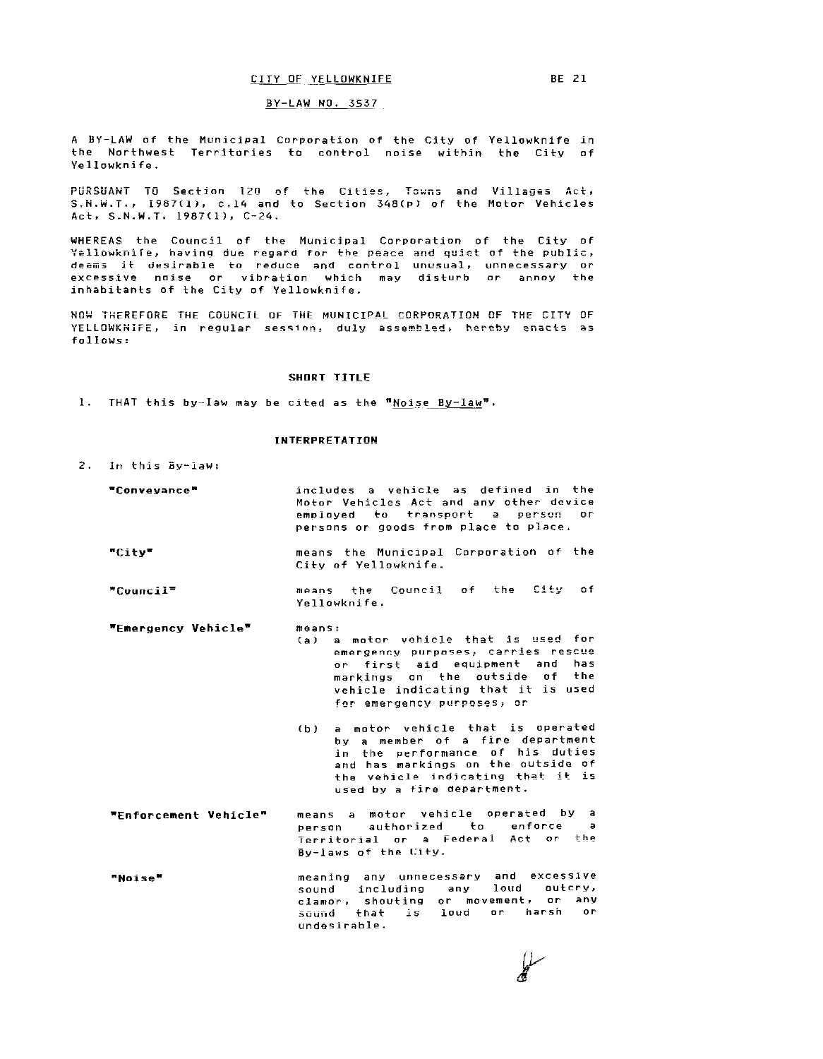CITY OF YELLOWKNIFE

BE 21

BY-LAW NO. 3537

A BY-LAW of the Municipal Corporation of the City of Yellowknife in the Northwest Territories to control noise within the City of Yellowknife.

PURSUANT TO Section 120 of the Cities, Towns and Villages Act, S.N.W.T., 1987(1), c.14 and to Section 348(p) of the Motor Vehicles Act, S.N.W.T. 1987(1), C-24.

WHEREAS the Council of the Municipal Corporation of the City of Yellowknife, having due regard for the peace and quiet of the public, deems it desirable to reduce and control unusual, unnecessary or excessive noise or vibration which may disturb or annoy the inhabitants of the City of Yellowknife.

NOW THEREFORE THE COUNCIL OF THE MUNICIPAL CORPORATION OF THE CITY OF YELLOWKNIFE, in regular session, duly assembled, hereby enacts as follows:

## SHORT TITLE

1. THAT this by-law may be cited as the "Noise By-law".

## INTERPRETATION

2. In this By-law:

**"Conveyance"** includes a vehicle as defined in the Motor Vehicles Act and any other device employed to transport a person or persons or goods from place to place.

**"City"** means the Municipal Corporation of the City of Yellowknife.

**"Council"** means the Council of the City of Yellowknife.

**"Emergency Vehicle"** means:

(a) a motor vehicle that is used for emergency purposes, carries rescue or first aid equipment and has markings on the outside of the vehicle indicating that it is used for emergency purposes, or

(b) a motor vehicle that is operated by a member of a fire department in the performance of his duties and has markings on the outside of the vehicle indicating that it is used by a fire department.

**"Enforcement Vehicle"** means a motor vehicle operated by a person authorized to enforce a Territorial or a Federal Act or the By-laws of the City.

**"Noise"** meaning any unnecessary and excessive sound including any loud outcry, clamor, shouting or movement, or any sound that is loud or harsh or undesirable.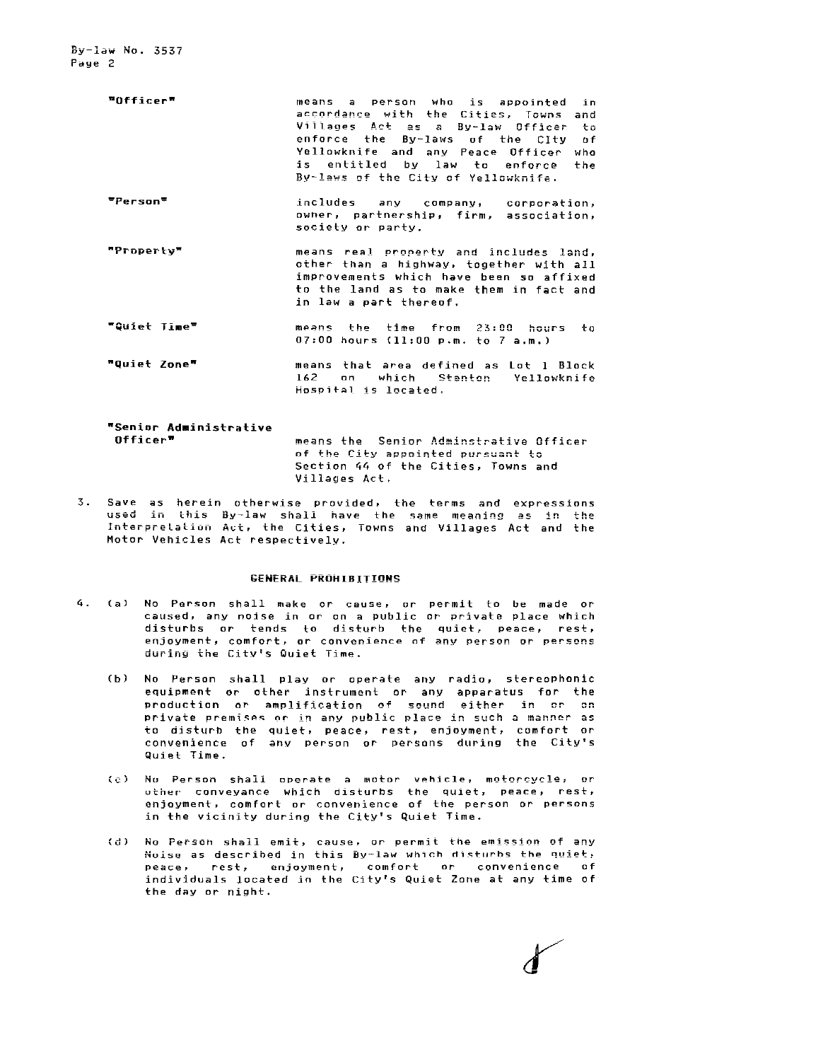"Officer" means a person who is appointed in accordance with the Cities, Towns and Villages Act as a By-law Officer to enforce the By-laws of the City of Yellowknife and any Peace Officer who is entitled by law to enforce the By-laws of the City of Yellowknife.

"Person" includes any company, corporation, owner, partnership, firm, association, society or party.

"Property" means real property and includes land, other than a highway, together with all improvements which have been so affixed to the land as to make them in fact and in law a part thereof.

"Quiet Time" means the time from 23:00 hours to 07:00 hours (11:00 p.m. to 7 a.m.)

"Quiet Zone" means that area defined as Lot 1 Block 162 on which Stanton Yellowknife Hospital is located.

**"Senior Administrative Officer"** means the Senior Adminstrative Officer of the City appointed pursuant to Section 44 of the Cities, Towns and Villages Act.

3. Save as herein otherwise provided, the terms and expressions used in this By-law shall have the same meaning as in the Interpretation Act, the Cities, Towns and Villages Act and the Motor Vehicles Act respectively.

## GENERAL PROHIBITIONS

4. (a) No Person shall make or cause, or permit to be made or caused, any noise in or on a public or private place which disturbs or tends to disturb the quiet, peace, rest, enjoyment, comfort, or convenience of any person or persons during the City's Quiet Time.

   (b) No Person shall play or operate any radio, stereophonic equipment or other instrument or any apparatus for the production or amplification of sound either in or on private premises or in any public place in such a manner as to disturb the quiet, peace, rest, enjoyment, comfort or convenience of any person or persons during the City's Quiet Time.

   (c) No Person shall operate a motor vehicle, motorcycle, or other conveyance which disturbs the quiet, peace, rest, enjoyment, comfort or convenience of the person or persons in the vicinity during the City's Quiet Time.

   (d) No Person shall emit, cause, or permit the emission of any Noise as described in this By-law which disturbs the quiet, peace, rest, enjoyment, comfort or convenience of individuals located in the City's Quiet Zone at any time of the day or night.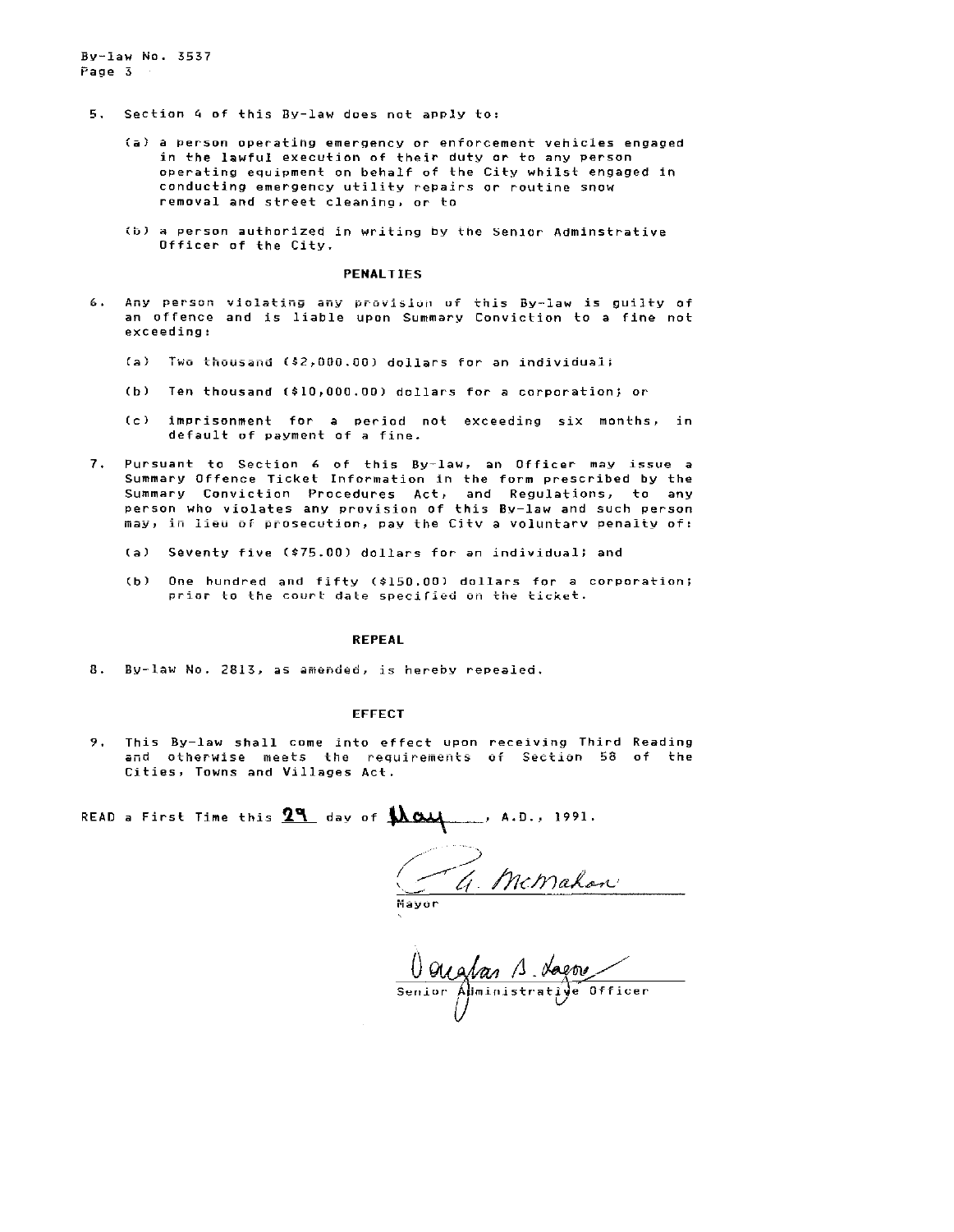5. Section 4 of this By-law does not apply to:

   (a) a person operating emergency or enforcement vehicles engaged in the lawful execution of their duty or to any person operating equipment on behalf of the City whilst engaged in conducting emergency utility repairs or routine snow removal and street cleaning, or to

   (b) a person authorized in writing by the Senior Adminstrative Officer of the City.

## PENALTIES

6. Any person violating any provision of this By-law is guilty of an offence and is liable upon Summary Conviction to a fine not exceeding:

   (a) Two thousand ($2,000.00) dollars for an individual;

   (b) Ten thousand ($10,000.00) dollars for a corporation; or

   (c) imprisonment for a period not exceeding six months, in default of payment of a fine.

7. Pursuant to Section 6 of this By-law, an Officer may issue a Summary Offence Ticket Information in the form prescribed by the Summary Conviction Procedures Act, and Regulations, to any person who violates any provision of this By-law and such person may, in lieu of prosecution, pay the City a voluntary penalty of:

   (a) Seventy five ($75.00) dollars for an individual; and

   (b) One hundred and fifty ($150.00) dollars for a corporation; prior to the court date specified on the ticket.

## REPEAL

8. By-law No. 2813, as amended, is hereby repealed.

## EFFECT

9. This By-law shall come into effect upon receiving Third Reading and otherwise meets the requirements of Section 58 of the Cities, Towns and Villages Act.

READ a First Time this **29** day of **May**, A.D., 1991.

G. McMahon
Mayor

Douglas B. Lagore
Senior Administrative Officer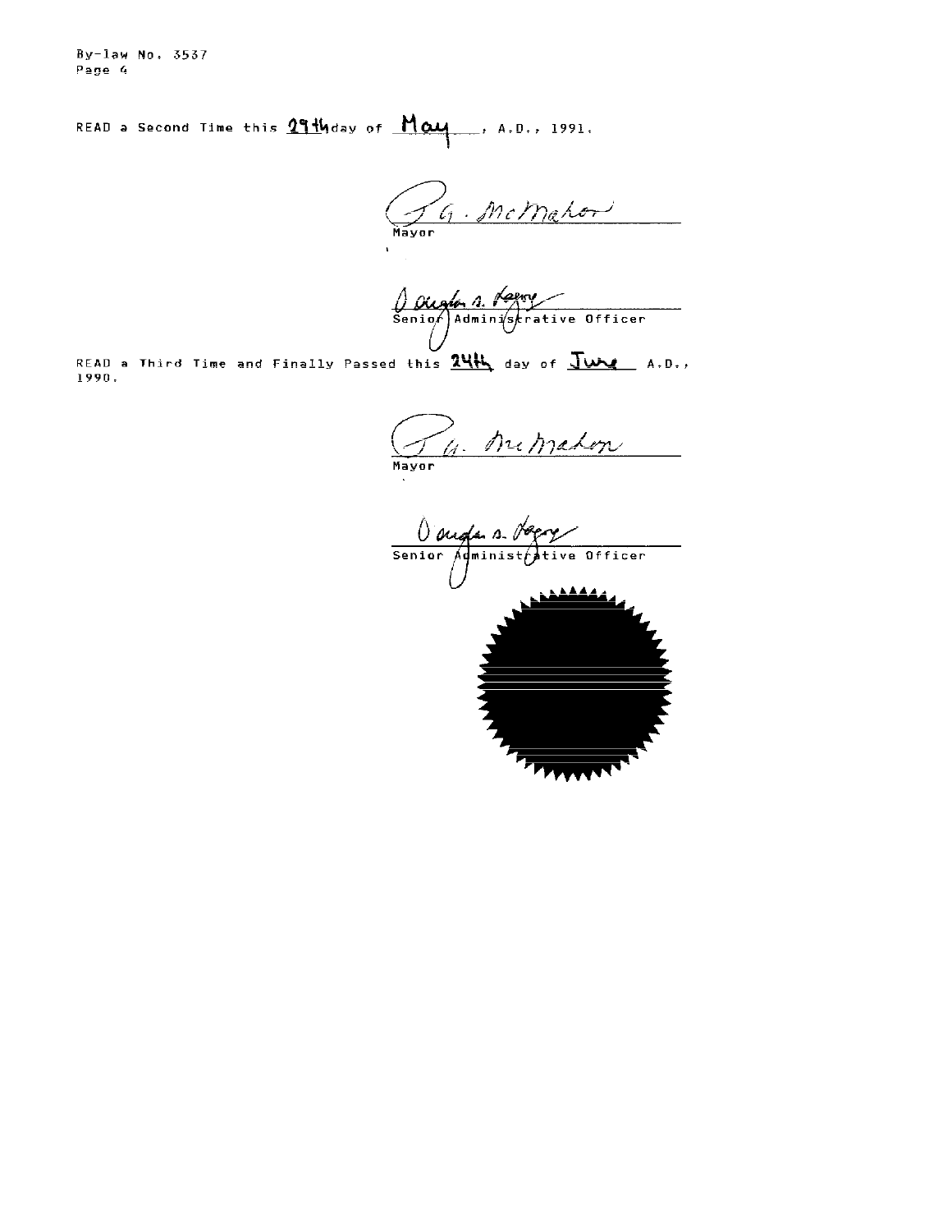By-law No. 3537
Page 4

READ a Second Time this 29th day of May, A.D., 1991.

G. McMahon
Mayor

Douglas A. Hagey
Senior Administrative Officer

READ a Third Time and Finally Passed this 24th day of June A.D., 1990.

G. McMahon
Mayor

Douglas A. Hagey
Senior Administrative Officer